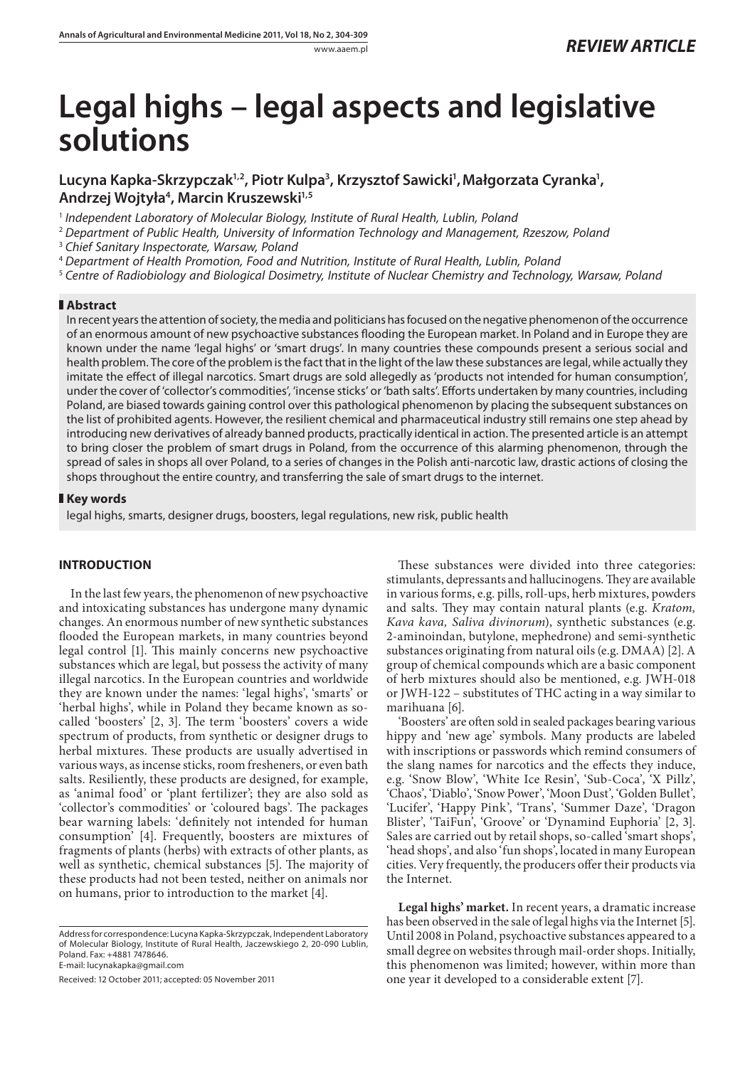REVIEW ARTICLE

# Legal highs – legal aspects and legislative solutions

**Lucyna Kapka-Skrzypczak[1,2], Piotr Kulpa[3], Krzysztof Sawicki[1], Małgorzata Cyranka[1], Andrzej Wojtyła[4], Marcin Kruszewski[1,5]**

[1] *Independent Laboratory of Molecular Biology, Institute of Rural Health, Lublin, Poland*
[2] *Department of Public Health, University of Information Technology and Management, Rzeszow, Poland*
[3] *Chief Sanitary Inspectorate, Warsaw, Poland*
[4] *Department of Health Promotion, Food and Nutrition, Institute of Rural Health, Lublin, Poland*
[5] *Centre of Radiobiology and Biological Dosimetry, Institute of Nuclear Chemistry and Technology, Warsaw, Poland*

## Abstract

In recent years the attention of society, the media and politicians has focused on the negative phenomenon of the occurrence of an enormous amount of new psychoactive substances flooding the European market. In Poland and in Europe they are known under the name 'legal highs' or 'smart drugs'. In many countries these compounds present a serious social and health problem. The core of the problem is the fact that in the light of the law these substances are legal, while actually they imitate the effect of illegal narcotics. Smart drugs are sold allegedly as 'products not intended for human consumption', under the cover of 'collector's commodities', 'incense sticks' or 'bath salts'. Efforts undertaken by many countries, including Poland, are biased towards gaining control over this pathological phenomenon by placing the subsequent substances on the list of prohibited agents. However, the resilient chemical and pharmaceutical industry still remains one step ahead by introducing new derivatives of already banned products, practically identical in action. The presented article is an attempt to bring closer the problem of smart drugs in Poland, from the occurrence of this alarming phenomenon, through the spread of sales in shops all over Poland, to a series of changes in the Polish anti-narcotic law, drastic actions of closing the shops throughout the entire country, and transferring the sale of smart drugs to the internet.

## Key words

legal highs, smarts, designer drugs, boosters, legal regulations, new risk, public health

## INTRODUCTION

In the last few years, the phenomenon of new psychoactive and intoxicating substances has undergone many dynamic changes. An enormous number of new synthetic substances flooded the European markets, in many countries beyond legal control [1]. This mainly concerns new psychoactive substances which are legal, but possess the activity of many illegal narcotics. In the European countries and worldwide they are known under the names: 'legal highs', 'smarts' or 'herbal highs', while in Poland they became known as so-called 'boosters' [2, 3]. The term 'boosters' covers a wide spectrum of products, from synthetic or designer drugs to herbal mixtures. These products are usually advertised in various ways, as incense sticks, room fresheners, or even bath salts. Resiliently, these products are designed, for example, as 'animal food' or 'plant fertilizer'; they are also sold as 'collector's commodities' or 'coloured bags'. The packages bear warning labels: 'definitely not intended for human consumption' [4]. Frequently, boosters are mixtures of fragments of plants (herbs) with extracts of other plants, as well as synthetic, chemical substances [5]. The majority of these products had not been tested, neither on animals nor on humans, prior to introduction to the market [4].

Address for correspondence: Lucyna Kapka-Skrzypczak, Independent Laboratory of Molecular Biology, Institute of Rural Health, Jaczewskiego 2, 20-090 Lublin, Poland. Fax: +4881 7478646.
E-mail: lucynakapka@gmail.com

Received: 12 October 2011; accepted: 05 November 2011

These substances were divided into three categories: stimulants, depressants and hallucinogens. They are available in various forms, e.g. pills, roll-ups, herb mixtures, powders and salts. They may contain natural plants (e.g. *Kratom, Kava kava, Saliva divinorum*), synthetic substances (e.g. 2-aminoindan, butylone, mephedrone) and semi-synthetic substances originating from natural oils (e.g. DMAA) [2]. A group of chemical compounds which are a basic component of herb mixtures should also be mentioned, e.g. JWH-018 or JWH-122 – substitutes of THC acting in a way similar to marihuana [6].

'Boosters' are often sold in sealed packages bearing various hippy and 'new age' symbols. Many products are labeled with inscriptions or passwords which remind consumers of the slang names for narcotics and the effects they induce, e.g. 'Snow Blow', 'White Ice Resin', 'Sub-Coca', 'X Pillz', 'Chaos', 'Diablo', 'Snow Power', 'Moon Dust', 'Golden Bullet', 'Lucifer', 'Happy Pink', 'Trans', 'Summer Daze', 'Dragon Blister', 'TaiFun', 'Groove' or 'Dynamind Euphoria' [2, 3]. Sales are carried out by retail shops, so-called 'smart shops', 'head shops', and also 'fun shops', located in many European cities. Very frequently, the producers offer their products via the Internet.

**Legal highs' market.** In recent years, a dramatic increase has been observed in the sale of legal highs via the Internet [5]. Until 2008 in Poland, psychoactive substances appeared to a small degree on websites through mail-order shops. Initially, this phenomenon was limited; however, within more than one year it developed to a considerable extent [7].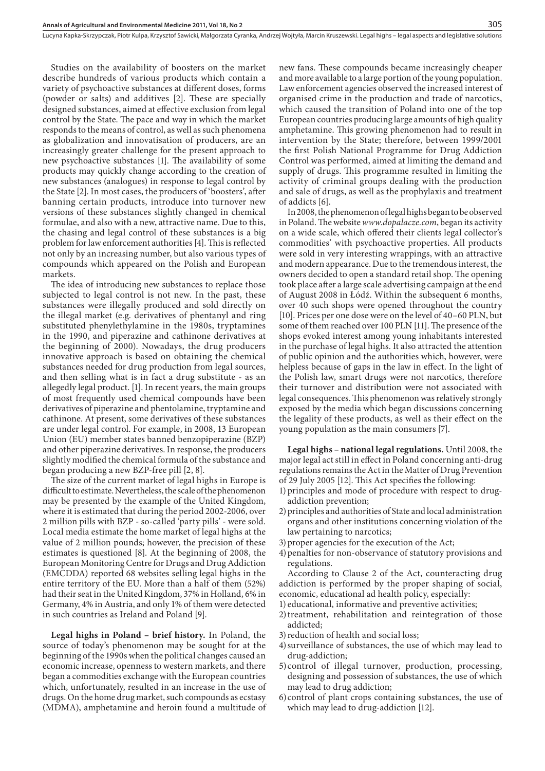Studies on the availability of boosters on the market describe hundreds of various products which contain a variety of psychoactive substances at different doses, forms (powder or salts) and additives [2]. These are specially designed substances, aimed at effective exclusion from legal control by the State. The pace and way in which the market responds to the means of control, as well as such phenomena as globalization and innovatisation of producers, are an increasingly greater challenge for the present approach to new psychoactive substances [1]. The availability of some products may quickly change according to the creation of new substances (analogues) in response to legal control by the State [2]. In most cases, the producers of 'boosters', after banning certain products, introduce into turnover new versions of these substances slightly changed in chemical formulae, and also with a new, attractive name. Due to this, the chasing and legal control of these substances is a big problem for law enforcement authorities [4]. This is reflected not only by an increasing number, but also various types of compounds which appeared on the Polish and European markets.

The idea of introducing new substances to replace those subjected to legal control is not new. In the past, these substances were illegally produced and sold directly on the illegal market (e.g. derivatives of phentanyl and ring substituted phenylethylamine in the 1980s, tryptamines in the 1990, and piperazine and cathinone derivatives at the beginning of 2000). Nowadays, the drug producers innovative approach is based on obtaining the chemical substances needed for drug production from legal sources, and then selling what is in fact a drug substitute - as an allegedly legal product. [1]. In recent years, the main groups of most frequently used chemical compounds have been derivatives of piperazine and phentolamine, tryptamine and cathinone. At present, some derivatives of these substances are under legal control. For example, in 2008, 13 European Union (EU) member states banned benzopiperazine (BZP) and other piperazine derivatives. In response, the producers slightly modified the chemical formula of the substance and began producing a new BZP-free pill [2, 8].

The size of the current market of legal highs in Europe is difficult to estimate. Nevertheless, the scale of the phenomenon may be presented by the example of the United Kingdom, where it is estimated that during the period 2002-2006, over 2 million pills with BZP - so-called 'party pills' - were sold. Local media estimate the home market of legal highs at the value of 2 million pounds; however, the precision of these estimates is questioned [8]. At the beginning of 2008, the European Monitoring Centre for Drugs and Drug Addiction (EMCDDA) reported 68 websites selling legal highs in the entire territory of the EU. More than a half of them (52%) had their seat in the United Kingdom, 37% in Holland, 6% in Germany, 4% in Austria, and only 1% of them were detected in such countries as Ireland and Poland [9].

**Legal highs in Poland – brief history.** In Poland, the source of today's phenomenon may be sought for at the beginning of the 1990s when the political changes caused an economic increase, openness to western markets, and there began a commodities exchange with the European countries which, unfortunately, resulted in an increase in the use of drugs. On the home drug market, such compounds as ecstasy (MDMA), amphetamine and heroin found a multitude of new fans. These compounds became increasingly cheaper and more available to a large portion of the young population. Law enforcement agencies observed the increased interest of organised crime in the production and trade of narcotics, which caused the transition of Poland into one of the top European countries producing large amounts of high quality amphetamine. This growing phenomenon had to result in intervention by the State; therefore, between 1999/2001 the first Polish National Programme for Drug Addiction Control was performed, aimed at limiting the demand and supply of drugs. This programme resulted in limiting the activity of criminal groups dealing with the production and sale of drugs, as well as the prophylaxis and treatment of addicts [6].

In 2008, the phenomenon of legal highs began to be observed in Poland. The website *www.dopalacze.com*, began its activity on a wide scale, which offered their clients legal collector's commodities' with psychoactive properties. All products were sold in very interesting wrappings, with an attractive and modern appearance. Due to the tremendous interest, the owners decided to open a standard retail shop. The opening took place after a large scale advertising campaign at the end of August 2008 in Łódź. Within the subsequent 6 months, over 40 such shops were opened throughout the country [10]. Prices per one dose were on the level of 40–60 PLN, but some of them reached over 100 PLN [11]. The presence of the shops evoked interest among young inhabitants interested in the purchase of legal highs. It also attracted the attention of public opinion and the authorities which, however, were helpless because of gaps in the law in effect. In the light of the Polish law, smart drugs were not narcotics, therefore their turnover and distribution were not associated with legal consequences. This phenomenon was relatively strongly exposed by the media which began discussions concerning the legality of these products, as well as their effect on the young population as the main consumers [7].

**Legal highs – national legal regulations.** Until 2008, the major legal act still in effect in Poland concerning anti-drug regulations remains the Act in the Matter of Drug Prevention of 29 July 2005 [12]. This Act specifies the following:

1) principles and mode of procedure with respect to drug-addiction prevention;
2) principles and authorities of State and local administration organs and other institutions concerning violation of the law pertaining to narcotics;
3) proper agencies for the execution of the Act;
4) penalties for non-observance of statutory provisions and regulations.

According to Clause 2 of the Act, counteracting drug addiction is performed by the proper shaping of social, economic, educational ad health policy, especially:

1) educational, informative and preventive activities;
2) treatment, rehabilitation and reintegration of those addicted;
3) reduction of health and social loss;
4) surveillance of substances, the use of which may lead to drug-addiction;
5) control of illegal turnover, production, processing, designing and possession of substances, the use of which may lead to drug addiction;
6) control of plant crops containing substances, the use of which may lead to drug-addiction [12].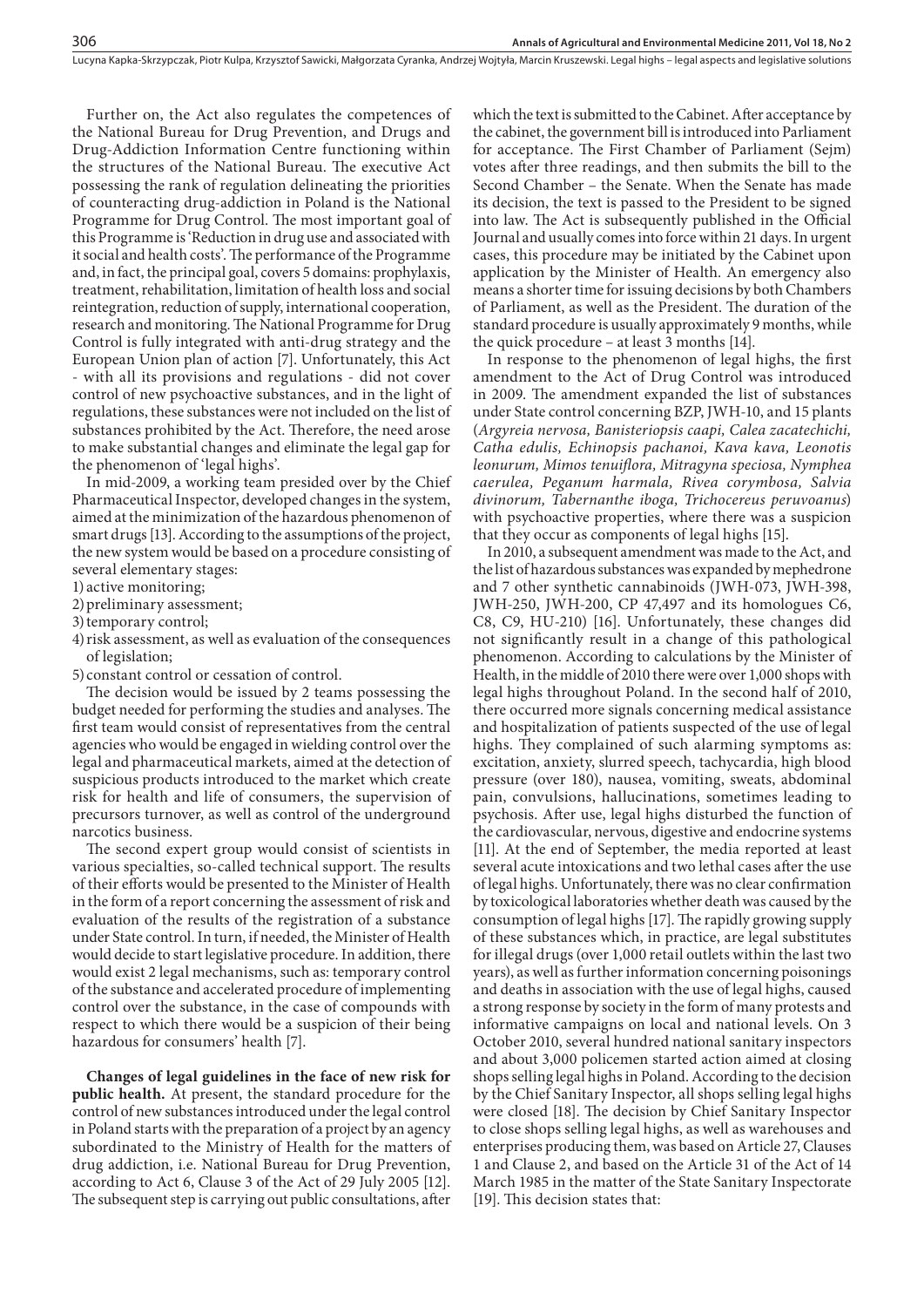Further on, the Act also regulates the competences of the National Bureau for Drug Prevention, and Drugs and Drug-Addiction Information Centre functioning within the structures of the National Bureau. The executive Act possessing the rank of regulation delineating the priorities of counteracting drug-addiction in Poland is the National Programme for Drug Control. The most important goal of this Programme is 'Reduction in drug use and associated with it social and health costs'. The performance of the Programme and, in fact, the principal goal, covers 5 domains: prophylaxis, treatment, rehabilitation, limitation of health loss and social reintegration, reduction of supply, international cooperation, research and monitoring. The National Programme for Drug Control is fully integrated with anti-drug strategy and the European Union plan of action [7]. Unfortunately, this Act - with all its provisions and regulations - did not cover control of new psychoactive substances, and in the light of regulations, these substances were not included on the list of substances prohibited by the Act. Therefore, the need arose to make substantial changes and eliminate the legal gap for the phenomenon of 'legal highs'.

In mid-2009, a working team presided over by the Chief Pharmaceutical Inspector, developed changes in the system, aimed at the minimization of the hazardous phenomenon of smart drugs [13]. According to the assumptions of the project, the new system would be based on a procedure consisting of several elementary stages:

1) active monitoring;
2) preliminary assessment;
3) temporary control;
4) risk assessment, as well as evaluation of the consequences of legislation;
5) constant control or cessation of control.

The decision would be issued by 2 teams possessing the budget needed for performing the studies and analyses. The first team would consist of representatives from the central agencies who would be engaged in wielding control over the legal and pharmaceutical markets, aimed at the detection of suspicious products introduced to the market which create risk for health and life of consumers, the supervision of precursors turnover, as well as control of the underground narcotics business.

The second expert group would consist of scientists in various specialties, so-called technical support. The results of their efforts would be presented to the Minister of Health in the form of a report concerning the assessment of risk and evaluation of the results of the registration of a substance under State control. In turn, if needed, the Minister of Health would decide to start legislative procedure. In addition, there would exist 2 legal mechanisms, such as: temporary control of the substance and accelerated procedure of implementing control over the substance, in the case of compounds with respect to which there would be a suspicion of their being hazardous for consumers' health [7].

**Changes of legal guidelines in the face of new risk for public health.** At present, the standard procedure for the control of new substances introduced under the legal control in Poland starts with the preparation of a project by an agency subordinated to the Ministry of Health for the matters of drug addiction, i.e. National Bureau for Drug Prevention, according to Act 6, Clause 3 of the Act of 29 July 2005 [12]. The subsequent step is carrying out public consultations, after which the text is submitted to the Cabinet. After acceptance by the cabinet, the government bill is introduced into Parliament for acceptance. The First Chamber of Parliament (Sejm) votes after three readings, and then submits the bill to the Second Chamber – the Senate. When the Senate has made its decision, the text is passed to the President to be signed into law. The Act is subsequently published in the Official Journal and usually comes into force within 21 days. In urgent cases, this procedure may be initiated by the Cabinet upon application by the Minister of Health. An emergency also means a shorter time for issuing decisions by both Chambers of Parliament, as well as the President. The duration of the standard procedure is usually approximately 9 months, while the quick procedure – at least 3 months [14].

In response to the phenomenon of legal highs, the first amendment to the Act of Drug Control was introduced in 2009. The amendment expanded the list of substances under State control concerning BZP, JWH-10, and 15 plants (*Argyreia nervosa, Banisteriopsis caapi, Calea zacatechichi, Catha edulis, Echinopsis pachanoi, Kava kava, Leonotis leonurum, Mimos tenuiflora, Mitragyna speciosa, Nymphea caerulea, Peganum harmala, Rivea corymbosa, Salvia divinorum, Tabernanthe iboga, Trichocereus peruvoanus*) with psychoactive properties, where there was a suspicion that they occur as components of legal highs [15].

In 2010, a subsequent amendment was made to the Act, and the list of hazardous substances was expanded by mephedrone and 7 other synthetic cannabinoids (JWH-073, JWH-398, JWH-250, JWH-200, CP 47,497 and its homologues C6, C8, C9, HU-210) [16]. Unfortunately, these changes did not significantly result in a change of this pathological phenomenon. According to calculations by the Minister of Health, in the middle of 2010 there were over 1,000 shops with legal highs throughout Poland. In the second half of 2010, there occurred more signals concerning medical assistance and hospitalization of patients suspected of the use of legal highs. They complained of such alarming symptoms as: excitation, anxiety, slurred speech, tachycardia, high blood pressure (over 180), nausea, vomiting, sweats, abdominal pain, convulsions, hallucinations, sometimes leading to psychosis. After use, legal highs disturbed the function of the cardiovascular, nervous, digestive and endocrine systems [11]. At the end of September, the media reported at least several acute intoxications and two lethal cases after the use of legal highs. Unfortunately, there was no clear confirmation by toxicological laboratories whether death was caused by the consumption of legal highs [17]. The rapidly growing supply of these substances which, in practice, are legal substitutes for illegal drugs (over 1,000 retail outlets within the last two years), as well as further information concerning poisonings and deaths in association with the use of legal highs, caused a strong response by society in the form of many protests and informative campaigns on local and national levels. On 3 October 2010, several hundred national sanitary inspectors and about 3,000 policemen started action aimed at closing shops selling legal highs in Poland. According to the decision by the Chief Sanitary Inspector, all shops selling legal highs were closed [18]. The decision by Chief Sanitary Inspector to close shops selling legal highs, as well as warehouses and enterprises producing them, was based on Article 27, Clauses 1 and Clause 2, and based on the Article 31 of the Act of 14 March 1985 in the matter of the State Sanitary Inspectorate [19]. This decision states that: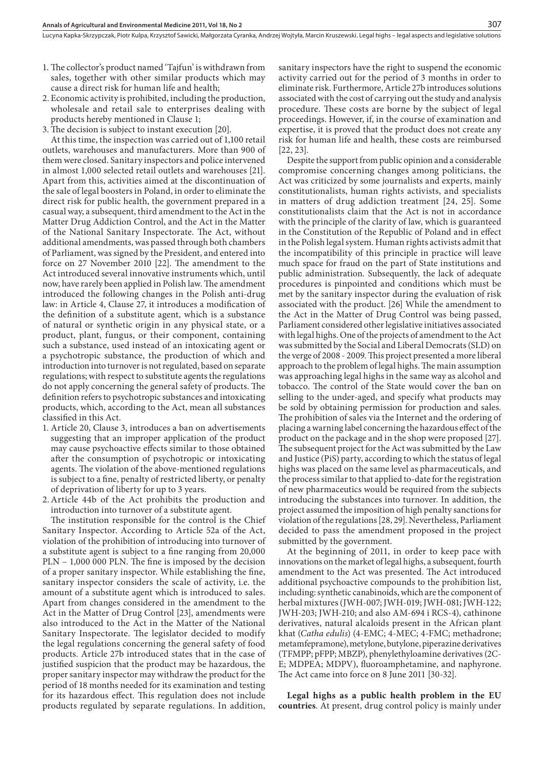1. The collector's product named 'Tajfun' is withdrawn from sales, together with other similar products which may cause a direct risk for human life and health;
2. Economic activity is prohibited, including the production, wholesale and retail sale to enterprises dealing with products hereby mentioned in Clause 1;
3. The decision is subject to instant execution [20].

At this time, the inspection was carried out of 1,100 retail outlets, warehouses and manufacturers. More than 900 of them were closed. Sanitary inspectors and police intervened in almost 1,000 selected retail outlets and warehouses [21]. Apart from this, activities aimed at the discontinuation of the sale of legal boosters in Poland, in order to eliminate the direct risk for public health, the government prepared in a casual way, a subsequent, third amendment to the Act in the Matter Drug Addiction Control, and the Act in the Matter of the National Sanitary Inspectorate. The Act, without additional amendments, was passed through both chambers of Parliament, was signed by the President, and entered into force on 27 November 2010 [22]. The amendment to the Act introduced several innovative instruments which, until now, have rarely been applied in Polish law. The amendment introduced the following changes in the Polish anti-drug law: in Article 4, Clause 27, it introduces a modification of the definition of a substitute agent, which is a substance of natural or synthetic origin in any physical state, or a product, plant, fungus, or their component, containing such a substance, used instead of an intoxicating agent or a psychotropic substance, the production of which and introduction into turnover is not regulated, based on separate regulations; with respect to substitute agents the regulations do not apply concerning the general safety of products. The definition refers to psychotropic substances and intoxicating products, which, according to the Act, mean all substances classified in this Act.

1. Article 20, Clause 3, introduces a ban on advertisements suggesting that an improper application of the product may cause psychoactive effects similar to those obtained after the consumption of psychotropic or intoxicating agents. The violation of the above-mentioned regulations is subject to a fine, penalty of restricted liberty, or penalty of deprivation of liberty for up to 3 years.
2. Article 44b of the Act prohibits the production and introduction into turnover of a substitute agent.

The institution responsible for the control is the Chief Sanitary Inspector. According to Article 52a of the Act, violation of the prohibition of introducing into turnover of a substitute agent is subject to a fine ranging from 20,000 PLN – 1,000 000 PLN. The fine is imposed by the decision of a proper sanitary inspector. While establishing the fine, sanitary inspector considers the scale of activity, i.e. the amount of a substitute agent which is introduced to sales. Apart from changes considered in the amendment to the Act in the Matter of Drug Control [23], amendments were also introduced to the Act in the Matter of the National Sanitary Inspectorate. The legislator decided to modify the legal regulations concerning the general safety of food products. Article 27b introduced states that in the case of justified suspicion that the product may be hazardous, the proper sanitary inspector may withdraw the product for the period of 18 months needed for its examination and testing for its hazardous effect. This regulation does not include products regulated by separate regulations. In addition, sanitary inspectors have the right to suspend the economic activity carried out for the period of 3 months in order to eliminate risk. Furthermore, Article 27b introduces solutions associated with the cost of carrying out the study and analysis procedure. These costs are borne by the subject of legal proceedings. However, if, in the course of examination and expertise, it is proved that the product does not create any risk for human life and health, these costs are reimbursed [22, 23].

Despite the support from public opinion and a considerable compromise concerning changes among politicians, the Act was criticized by some journalists and experts, mainly constitutionalists, human rights activists, and specialists in matters of drug addiction treatment [24, 25]. Some constitutionalists claim that the Act is not in accordance with the principle of the clarity of law, which is guaranteed in the Constitution of the Republic of Poland and in effect in the Polish legal system. Human rights activists admit that the incompatibility of this principle in practice will leave much space for fraud on the part of State institutions and public administration. Subsequently, the lack of adequate procedures is pinpointed and conditions which must be met by the sanitary inspector during the evaluation of risk associated with the product. [26] While the amendment to the Act in the Matter of Drug Control was being passed, Parliament considered other legislative initiatives associated with legal highs. One of the projects of amendment to the Act was submitted by the Social and Liberal Democrats (SLD) on the verge of 2008 - 2009. This project presented a more liberal approach to the problem of legal highs. The main assumption was approaching legal highs in the same way as alcohol and tobacco. The control of the State would cover the ban on selling to the under-aged, and specify what products may be sold by obtaining permission for production and sales. The prohibition of sales via the Internet and the ordering of placing a warning label concerning the hazardous effect of the product on the package and in the shop were proposed [27]. The subsequent project for the Act was submitted by the Law and Justice (PiS) party, according to which the status of legal highs was placed on the same level as pharmaceuticals, and the process similar to that applied to-date for the registration of new pharmaceutics would be required from the subjects introducing the substances into turnover. In addition, the project assumed the imposition of high penalty sanctions for violation of the regulations [28, 29]. Nevertheless, Parliament decided to pass the amendment proposed in the project submitted by the government.

At the beginning of 2011, in order to keep pace with innovations on the market of legal highs, a subsequent, fourth amendment to the Act was presented. The Act introduced additional psychoactive compounds to the prohibition list, including: synthetic canabinoids, which are the component of herbal mixtures (JWH-007; JWH-019; JWH-081; JWH-122; JWH-203; JWH-210; and also AM-694 i RCS-4), cathinone derivatives, natural alcaloids present in the African plant khat (*Catha edulis*) (4-EMC; 4-MEC; 4-FMC; methadrone; metamfepramone), metylone, butylone, piperazine derivatives (TFMPP; pFPP; MBZP), phenylethyloamine derivatives (2C-E; MDPEA; MDPV), fluoroamphetamine, and naphyrone. The Act came into force on 8 June 2011 [30-32].

**Legal highs as a public health problem in the EU countries**. At present, drug control policy is mainly under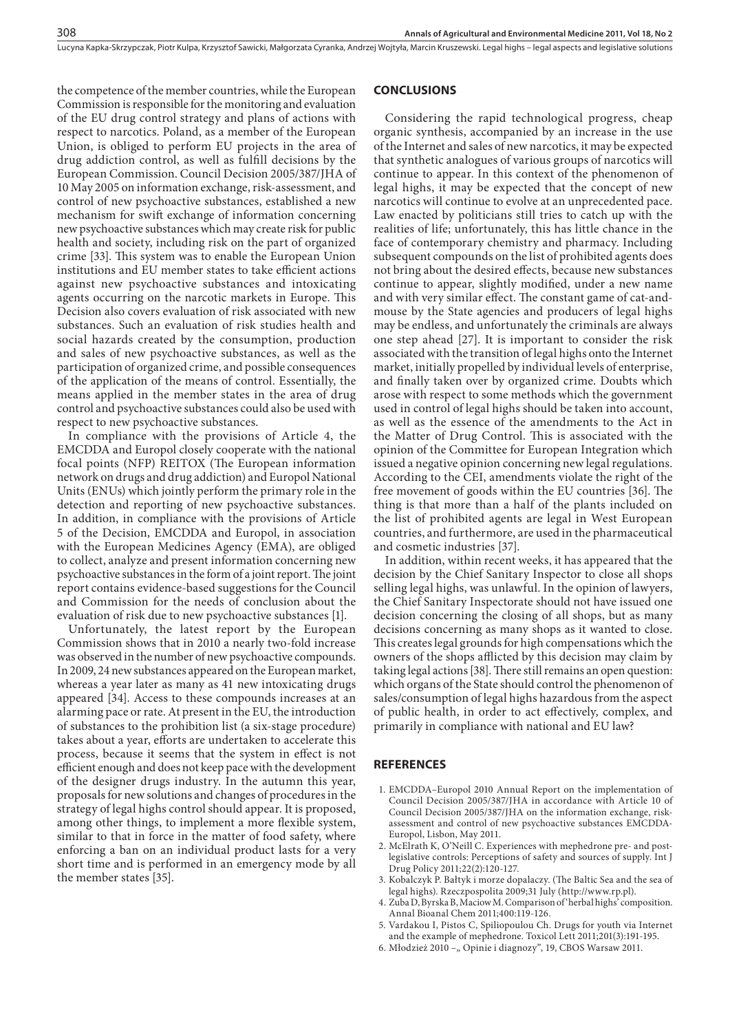the competence of the member countries, while the European Commission is responsible for the monitoring and evaluation of the EU drug control strategy and plans of actions with respect to narcotics. Poland, as a member of the European Union, is obliged to perform EU projects in the area of drug addiction control, as well as fulfill decisions by the European Commission. Council Decision 2005/387/JHA of 10 May 2005 on information exchange, risk-assessment, and control of new psychoactive substances, established a new mechanism for swift exchange of information concerning new psychoactive substances which may create risk for public health and society, including risk on the part of organized crime [33]. This system was to enable the European Union institutions and EU member states to take efficient actions against new psychoactive substances and intoxicating agents occurring on the narcotic markets in Europe. This Decision also covers evaluation of risk associated with new substances. Such an evaluation of risk studies health and social hazards created by the consumption, production and sales of new psychoactive substances, as well as the participation of organized crime, and possible consequences of the application of the means of control. Essentially, the means applied in the member states in the area of drug control and psychoactive substances could also be used with respect to new psychoactive substances.

In compliance with the provisions of Article 4, the EMCDDA and Europol closely cooperate with the national focal points (NFP) REITOX (The European information network on drugs and drug addiction) and Europol National Units (ENUs) which jointly perform the primary role in the detection and reporting of new psychoactive substances. In addition, in compliance with the provisions of Article 5 of the Decision, EMCDDA and Europol, in association with the European Medicines Agency (EMA), are obliged to collect, analyze and present information concerning new psychoactive substances in the form of a joint report. The joint report contains evidence-based suggestions for the Council and Commission for the needs of conclusion about the evaluation of risk due to new psychoactive substances [1].

Unfortunately, the latest report by the European Commission shows that in 2010 a nearly two-fold increase was observed in the number of new psychoactive compounds. In 2009, 24 new substances appeared on the European market, whereas a year later as many as 41 new intoxicating drugs appeared [34]. Access to these compounds increases at an alarming pace or rate. At present in the EU, the introduction of substances to the prohibition list (a six-stage procedure) takes about a year, efforts are undertaken to accelerate this process, because it seems that the system in effect is not efficient enough and does not keep pace with the development of the designer drugs industry. In the autumn this year, proposals for new solutions and changes of procedures in the strategy of legal highs control should appear. It is proposed, among other things, to implement a more flexible system, similar to that in force in the matter of food safety, where enforcing a ban on an individual product lasts for a very short time and is performed in an emergency mode by all the member states [35].

## CONCLUSIONS

Considering the rapid technological progress, cheap organic synthesis, accompanied by an increase in the use of the Internet and sales of new narcotics, it may be expected that synthetic analogues of various groups of narcotics will continue to appear. In this context of the phenomenon of legal highs, it may be expected that the concept of new narcotics will continue to evolve at an unprecedented pace. Law enacted by politicians still tries to catch up with the realities of life; unfortunately, this has little chance in the face of contemporary chemistry and pharmacy. Including subsequent compounds on the list of prohibited agents does not bring about the desired effects, because new substances continue to appear, slightly modified, under a new name and with very similar effect. The constant game of cat-and-mouse by the State agencies and producers of legal highs may be endless, and unfortunately the criminals are always one step ahead [27]. It is important to consider the risk associated with the transition of legal highs onto the Internet market, initially propelled by individual levels of enterprise, and finally taken over by organized crime. Doubts which arose with respect to some methods which the government used in control of legal highs should be taken into account, as well as the essence of the amendments to the Act in the Matter of Drug Control. This is associated with the opinion of the Committee for European Integration which issued a negative opinion concerning new legal regulations. According to the CEI, amendments violate the right of the free movement of goods within the EU countries [36]. The thing is that more than a half of the plants included on the list of prohibited agents are legal in West European countries, and furthermore, are used in the pharmaceutical and cosmetic industries [37].

In addition, within recent weeks, it has appeared that the decision by the Chief Sanitary Inspector to close all shops selling legal highs, was unlawful. In the opinion of lawyers, the Chief Sanitary Inspectorate should not have issued one decision concerning the closing of all shops, but as many decisions concerning as many shops as it wanted to close. This creates legal grounds for high compensations which the owners of the shops afflicted by this decision may claim by taking legal actions [38]. There still remains an open question: which organs of the State should control the phenomenon of sales/consumption of legal highs hazardous from the aspect of public health, in order to act effectively, complex, and primarily in compliance with national and EU law?

## REFERENCES

1. EMCDDA–Europol 2010 Annual Report on the implementation of Council Decision 2005/387/JHA in accordance with Article 10 of Council Decision 2005/387/JHA on the information exchange, risk-assessment and control of new psychoactive substances EMCDDA-Europol, Lisbon, May 2011.
2. McElrath K, O'Neill C. Experiences with mephedrone pre- and post-legislative controls: Perceptions of safety and sources of supply. Int J Drug Policy 2011;22(2):120-127.
3. Kobalczyk P. Bałtyk i morze dopalaczy. (The Baltic Sea and the sea of legal highs). Rzeczpospolita 2009;31 July (http://www.rp.pl).
4. Zuba D, Byrska B, Maciow M. Comparison of 'herbal highs' composition. Annal Bioanal Chem 2011;400:119-126.
5. Vardakou I, Pistos C, Spiliopoulou Ch. Drugs for youth via Internet and the example of mephedrone. Toxicol Lett 2011;201(3):191-195.
6. Młodzież 2010 –„ Opinie i diagnozy", 19, CBOS Warsaw 2011.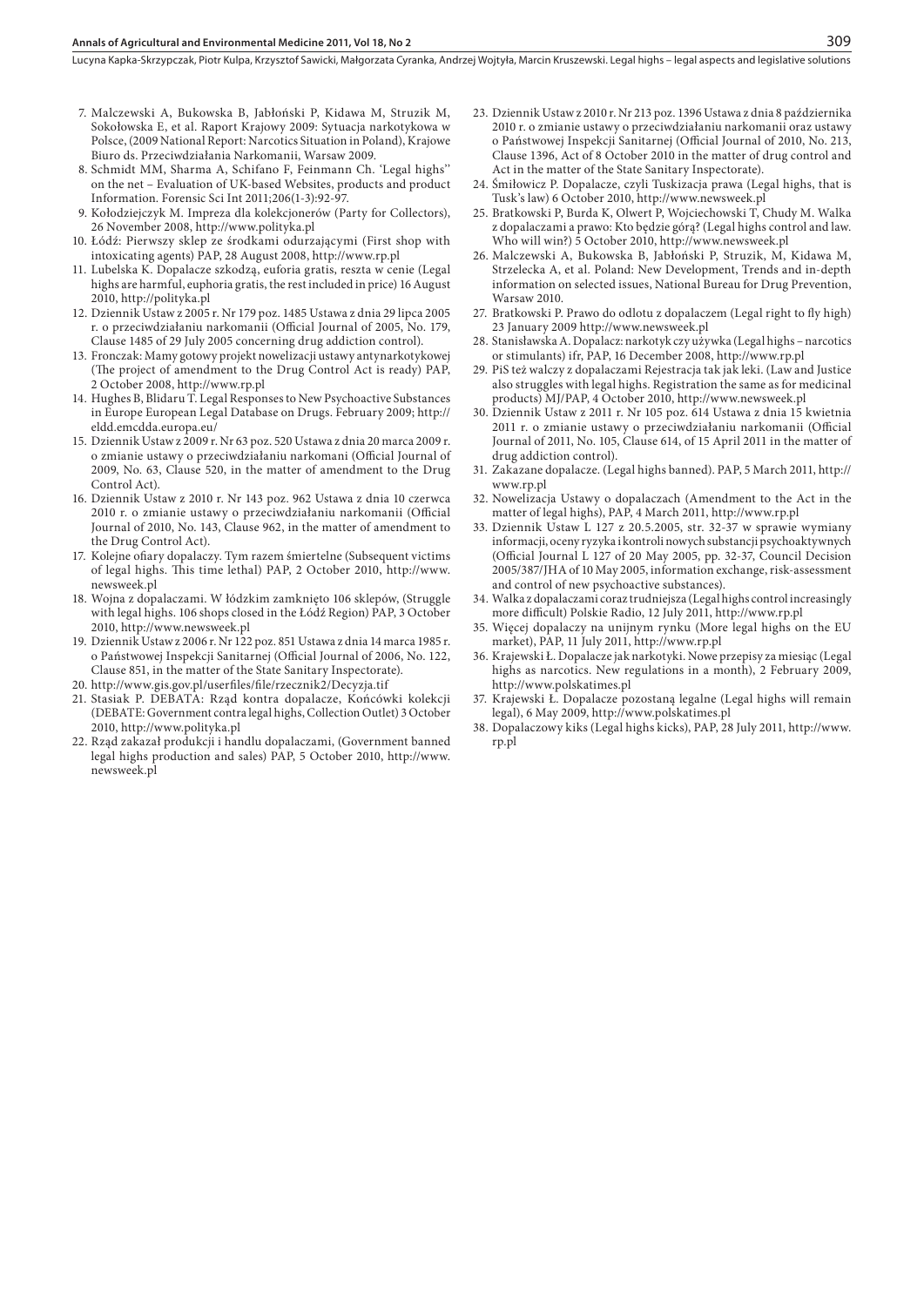7. Malczewski A, Bukowska B, Jabłoński P, Kidawa M, Struzik M, Sokołowska E, et al. Raport Krajowy 2009: Sytuacja narkotykowa w Polsce, (2009 National Report: Narcotics Situation in Poland), Krajowe Biuro ds. Przeciwdziałania Narkomanii, Warsaw 2009.
8. Schmidt MM, Sharma A, Schifano F, Feinmann Ch. 'Legal highs'' on the net – Evaluation of UK-based Websites, products and product Information. Forensic Sci Int 2011;206(1-3):92-97.
9. Kołodziejczyk M. Impreza dla kolekcjonerów (Party for Collectors), 26 November 2008, http://www.polityka.pl
10. Łódź: Pierwszy sklep ze środkami odurzającymi (First shop with intoxicating agents) PAP, 28 August 2008, http://www.rp.pl
11. Lubelska K. Dopalacze szkodzą, euforia gratis, reszta w cenie (Legal highs are harmful, euphoria gratis, the rest included in price) 16 August 2010, http://polityka.pl
12. Dziennik Ustaw z 2005 r. Nr 179 poz. 1485 Ustawa z dnia 29 lipca 2005 r. o przeciwdziałaniu narkomanii (Official Journal of 2005, No. 179, Clause 1485 of 29 July 2005 concerning drug addiction control).
13. Fronczak: Mamy gotowy projekt nowelizacji ustawy antynarkotykowej (The project of amendment to the Drug Control Act is ready) PAP, 2 October 2008, http://www.rp.pl
14. Hughes B, Blidaru T. Legal Responses to New Psychoactive Substances in Europe European Legal Database on Drugs. February 2009; http://eldd.emcdda.europa.eu/
15. Dziennik Ustaw z 2009 r. Nr 63 poz. 520 Ustawa z dnia 20 marca 2009 r. o zmianie ustawy o przeciwdziałaniu narkomani (Official Journal of 2009, No. 63, Clause 520, in the matter of amendment to the Drug Control Act).
16. Dziennik Ustaw z 2010 r. Nr 143 poz. 962 Ustawa z dnia 10 czerwca 2010 r. o zmianie ustawy o przeciwdziałaniu narkomanii (Official Journal of 2010, No. 143, Clause 962, in the matter of amendment to the Drug Control Act).
17. Kolejne ofiary dopalaczy. Tym razem śmiertelne (Subsequent victims of legal highs. This time lethal) PAP, 2 October 2010, http://www.newsweek.pl
18. Wojna z dopalaczami. W łódzkim zamknięto 106 sklepów, (Struggle with legal highs. 106 shops closed in the Łódź Region) PAP, 3 October 2010, http://www.newsweek.pl
19. Dziennik Ustaw z 2006 r. Nr 122 poz. 851 Ustawa z dnia 14 marca 1985 r. o Państwowej Inspekcji Sanitarnej (Official Journal of 2006, No. 122, Clause 851, in the matter of the State Sanitary Inspectorate).
20. http://www.gis.gov.pl/userfiles/file/rzecznik2/Decyzja.tif
21. Stasiak P. DEBATA: Rząd kontra dopalacze, Końcówki kolekcji (DEBATE: Government contra legal highs, Collection Outlet) 3 October 2010, http://www.polityka.pl
22. Rząd zakazał produkcji i handlu dopalaczami, (Government banned legal highs production and sales) PAP, 5 October 2010, http://www.newsweek.pl
23. Dziennik Ustaw z 2010 r. Nr 213 poz. 1396 Ustawa z dnia 8 października 2010 r. o zmianie ustawy o przeciwdziałaniu narkomanii oraz ustawy o Państwowej Inspekcji Sanitarnej (Official Journal of 2010, No. 213, Clause 1396, Act of 8 October 2010 in the matter of drug control and Act in the matter of the State Sanitary Inspectorate).
24. Śmiłowicz P. Dopalacze, czyli Tuskizacja prawa (Legal highs, that is Tusk's law) 6 October 2010, http://www.newsweek.pl
25. Bratkowski P, Burda K, Olwert P, Wojciechowski T, Chudy M. Walka z dopalaczami a prawo: Kto będzie górą? (Legal highs control and law. Who will win?) 5 October 2010, http://www.newsweek.pl
26. Malczewski A, Bukowska B, Jabłoński P, Struzik, M, Kidawa M, Strzelecka A, et al. Poland: New Development, Trends and in-depth information on selected issues, National Bureau for Drug Prevention, Warsaw 2010.
27. Bratkowski P. Prawo do odlotu z dopalaczem (Legal right to fly high) 23 January 2009 http://www.newsweek.pl
28. Stanisławska A. Dopalacz: narkotyk czy używka (Legal highs – narcotics or stimulants) ifr, PAP, 16 December 2008, http://www.rp.pl
29. PiS też walczy z dopalaczami Rejestracja tak jak leki. (Law and Justice also struggles with legal highs. Registration the same as for medicinal products) MJ/PAP, 4 October 2010, http://www.newsweek.pl
30. Dziennik Ustaw z 2011 r. Nr 105 poz. 614 Ustawa z dnia 15 kwietnia 2011 r. o zmianie ustawy o przeciwdziałaniu narkomanii (Official Journal of 2011, No. 105, Clause 614, of 15 April 2011 in the matter of drug addiction control).
31. Zakazane dopalacze. (Legal highs banned). PAP, 5 March 2011, http://www.rp.pl
32. Nowelizacja Ustawy o dopalaczach (Amendment to the Act in the matter of legal highs), PAP, 4 March 2011, http://www.rp.pl
33. Dziennik Ustaw L 127 z 20.5.2005, str. 32-37 w sprawie wymiany informacji, oceny ryzyka i kontroli nowych substancji psychoaktywnych (Official Journal L 127 of 20 May 2005, pp. 32-37, Council Decision 2005/387/JHA of 10 May 2005, information exchange, risk-assessment and control of new psychoactive substances).
34. Walka z dopalaczami coraz trudniejsza (Legal highs control increasingly more difficult) Polskie Radio, 12 July 2011, http://www.rp.pl
35. Więcej dopalaczy na unijnym rynku (More legal highs on the EU market), PAP, 11 July 2011, http://www.rp.pl
36. Krajewski Ł. Dopalacze jak narkotyki. Nowe przepisy za miesiąc (Legal highs as narcotics. New regulations in a month), 2 February 2009, http://www.polskatimes.pl
37. Krajewski Ł. Dopalacze pozostaną legalne (Legal highs will remain legal), 6 May 2009, http://www.polskatimes.pl
38. Dopalaczowy kiks (Legal highs kicks), PAP, 28 July 2011, http://www.rp.pl